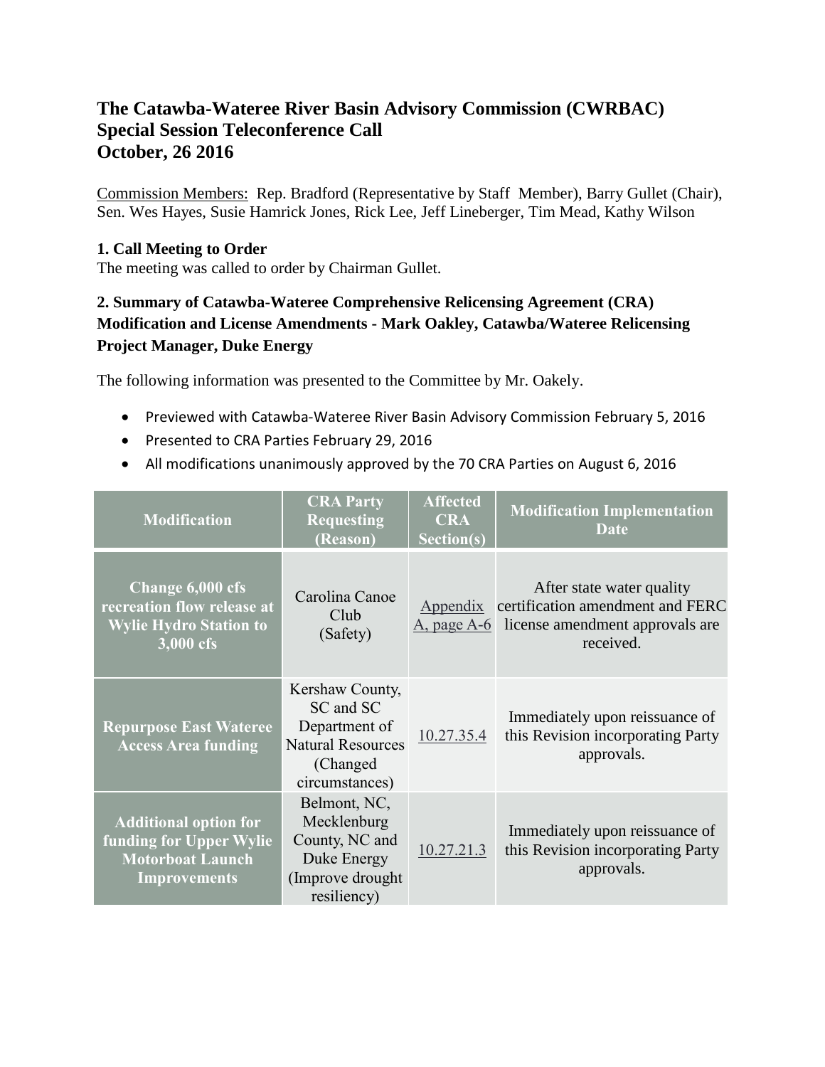# The Catawba-Wateree River Basin Advisory Commission (CWRBAC)
# Special Session Teleconference Call
# October, 26 2016

Commission Members: Rep. Bradford (Representative by Staff Member), Barry Gullet (Chair), Sen. Wes Hayes, Susie Hamrick Jones, Rick Lee, Jeff Lineberger, Tim Mead, Kathy Wilson

### 1. Call Meeting to Order

The meeting was called to order by Chairman Gullet.

### 2. Summary of Catawba-Wateree Comprehensive Relicensing Agreement (CRA) Modification and License Amendments - Mark Oakley, Catawba/Wateree Relicensing Project Manager, Duke Energy

The following information was presented to the Committee by Mr. Oakely.

- Previewed with Catawba-Wateree River Basin Advisory Commission February 5, 2016
- Presented to CRA Parties February 29, 2016
- All modifications unanimously approved by the 70 CRA Parties on August 6, 2016

| Modification | CRA Party Requesting (Reason) | Affected CRA Section(s) | Modification Implementation Date |
|---|---|---|---|
| **Change 6,000 cfs recreation flow release at Wylie Hydro Station to 3,000 cfs** | Carolina Canoe Club (Safety) | Appendix A, page A-6 | After state water quality certification amendment and FERC license amendment approvals are received. |
| **Repurpose East Wateree Access Area funding** | Kershaw County, SC and SC Department of Natural Resources (Changed circumstances) | 10.27.35.4 | Immediately upon reissuance of this Revision incorporating Party approvals. |
| **Additional option for funding for Upper Wylie Motorboat Launch Improvements** | Belmont, NC, Mecklenburg County, NC and Duke Energy (Improve drought resiliency) | 10.27.21.3 | Immediately upon reissuance of this Revision incorporating Party approvals. |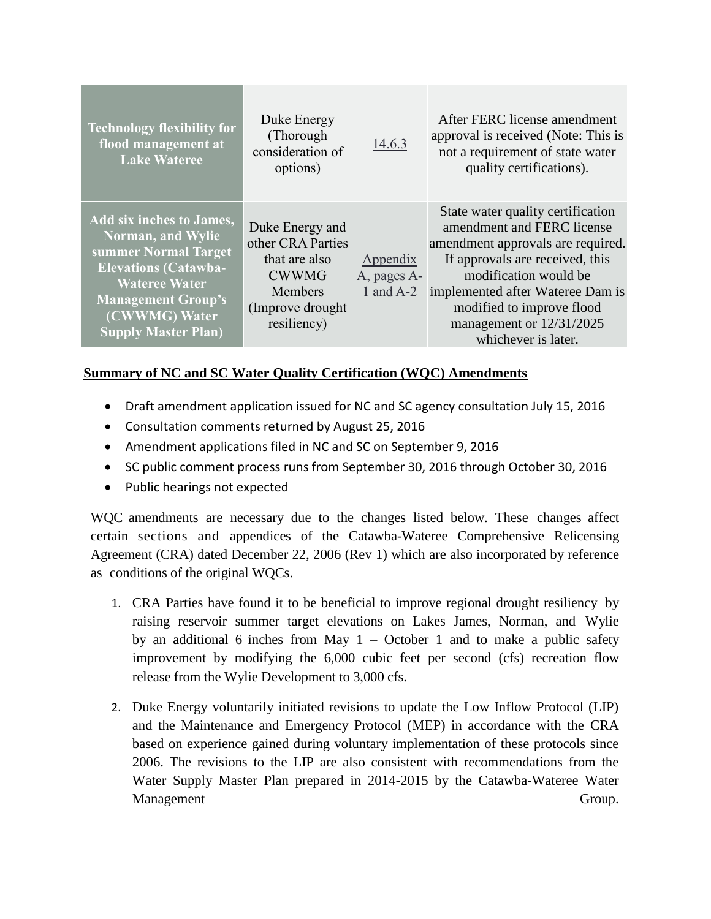| | | | |
|---|---|---|---|
| **Technology flexibility for flood management at Lake Wateree** | Duke Energy (Thorough consideration of options) | 14.6.3 | After FERC license amendment approval is received (Note: This is not a requirement of state water quality certifications). |
| **Add six inches to James, Norman, and Wylie summer Normal Target Elevations (Catawba-Wateree Water Management Group's (CWWMG) Water Supply Master Plan)** | Duke Energy and other CRA Parties that are also CWWMG Members (Improve drought resiliency) | Appendix A, pages A-1 and A-2 | State water quality certification amendment and FERC license amendment approvals are required. If approvals are received, this modification would be implemented after Wateree Dam is modified to improve flood management or 12/31/2025 whichever is later. |

**Summary of NC and SC Water Quality Certification (WQC) Amendments**

- Draft amendment application issued for NC and SC agency consultation July 15, 2016
- Consultation comments returned by August 25, 2016
- Amendment applications filed in NC and SC on September 9, 2016
- SC public comment process runs from September 30, 2016 through October 30, 2016
- Public hearings not expected

WQC amendments are necessary due to the changes listed below. These changes affect certain sections and appendices of the Catawba-Wateree Comprehensive Relicensing Agreement (CRA) dated December 22, 2006 (Rev 1) which are also incorporated by reference as conditions of the original WQCs.

1. CRA Parties have found it to be beneficial to improve regional drought resiliency by raising reservoir summer target elevations on Lakes James, Norman, and Wylie by an additional 6 inches from May 1 – October 1 and to make a public safety improvement by modifying the 6,000 cubic feet per second (cfs) recreation flow release from the Wylie Development to 3,000 cfs.

2. Duke Energy voluntarily initiated revisions to update the Low Inflow Protocol (LIP) and the Maintenance and Emergency Protocol (MEP) in accordance with the CRA based on experience gained during voluntary implementation of these protocols since 2006. The revisions to the LIP are also consistent with recommendations from the Water Supply Master Plan prepared in 2014-2015 by the Catawba-Wateree Water Management Group.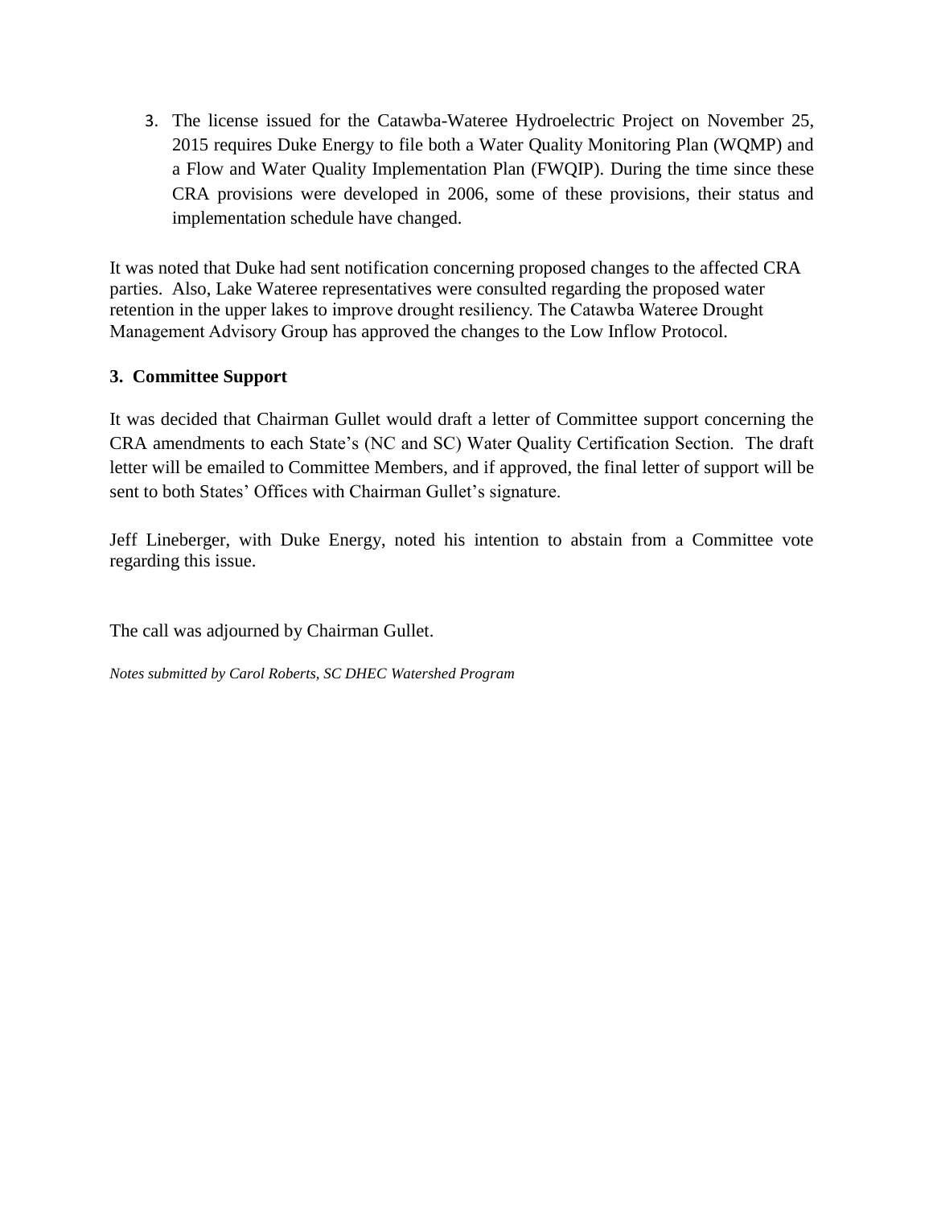3. The license issued for the Catawba-Wateree Hydroelectric Project on November 25, 2015 requires Duke Energy to file both a Water Quality Monitoring Plan (WQMP) and a Flow and Water Quality Implementation Plan (FWQIP). During the time since these CRA provisions were developed in 2006, some of these provisions, their status and implementation schedule have changed.

It was noted that Duke had sent notification concerning proposed changes to the affected CRA parties. Also, Lake Wateree representatives were consulted regarding the proposed water retention in the upper lakes to improve drought resiliency. The Catawba Wateree Drought Management Advisory Group has approved the changes to the Low Inflow Protocol.

**3. Committee Support**

It was decided that Chairman Gullet would draft a letter of Committee support concerning the CRA amendments to each State's (NC and SC) Water Quality Certification Section. The draft letter will be emailed to Committee Members, and if approved, the final letter of support will be sent to both States' Offices with Chairman Gullet's signature.

Jeff Lineberger, with Duke Energy, noted his intention to abstain from a Committee vote regarding this issue.

The call was adjourned by Chairman Gullet.

*Notes submitted by Carol Roberts, SC DHEC Watershed Program*